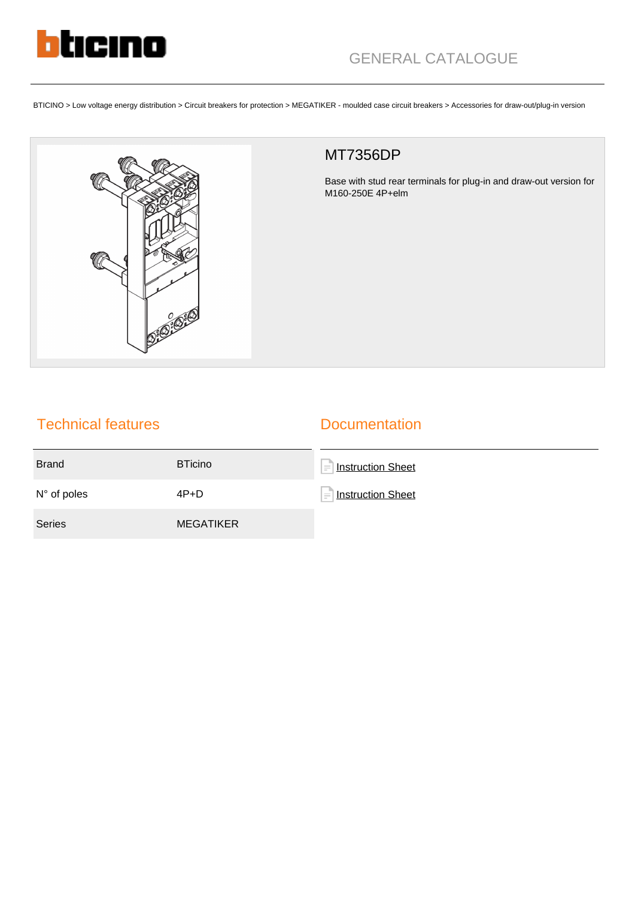GENERAL CATALOGUE

BTICINO > Low voltage energy distribution > Circuit breakers for protection > MEGATIKER - moulded case circuit breakers > Accessories for draw-out/plug-in version

# MT7356DP

Base with stud rear terminals for plug-in and draw-out version for M160-250E 4P+elm

## Technical features

| | |
|---|---|
| Brand | BTicino |
| N° of poles | 4P+D |
| Series | MEGATIKER |

## Documentation

- Instruction Sheet
- Instruction Sheet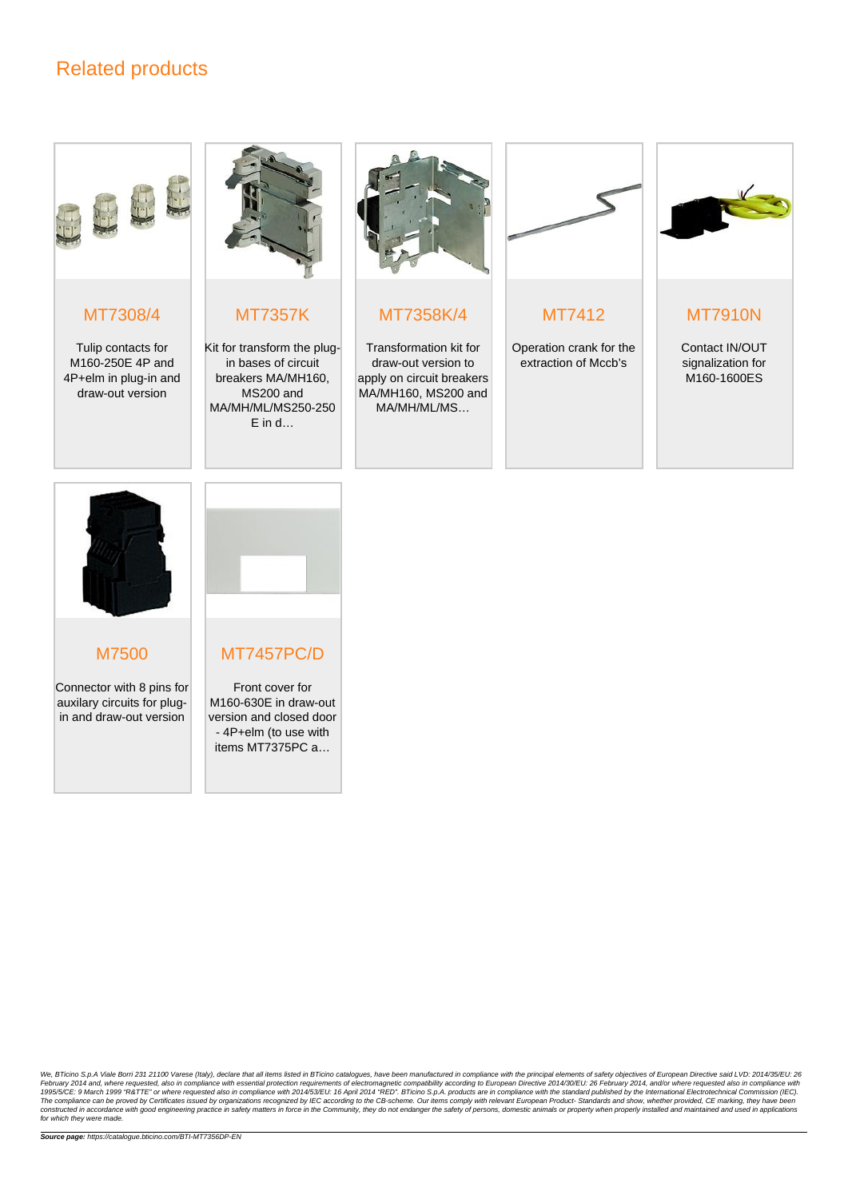## Related products

### MT7308/4

Tulip contacts for M160-250E 4P and 4P+elm in plug-in and draw-out version

### MT7357K

Kit for transform the plug-in bases of circuit breakers MA/MH160, MS200 and MA/MH/ML/MS250-250 E in d…

### MT7358K/4

Transformation kit for draw-out version to apply on circuit breakers MA/MH160, MS200 and MA/MH/ML/MS…

### MT7412

Operation crank for the extraction of Mccb's

### MT7910N

Contact IN/OUT signalization for M160-1600ES

### M7500

Connector with 8 pins for auxilary circuits for plug-in and draw-out version

### MT7457PC/D

Front cover for M160-630E in draw-out version and closed door - 4P+elm (to use with items MT7375PC a…

*We, BTicino S.p.A Viale Borri 231 21100 Varese (Italy), declare that all items listed in BTicino catalogues, have been manufactured in compliance with the principal elements of safety objectives of European Directive said LVD: 2014/35/EU: 26 February 2014 and, where requested, also in compliance with essential protection requirements of electromagnetic compatibility according to European Directive 2014/30/EU: 26 February 2014, and/or where requested also in compliance with 1995/5/CE: 9 March 1999 "R&TTE" or where requested also in compliance with 2014/53/EU: 16 April 2014 "RED". BTicino S.p.A. products are in compliance with the standard published by the International Electrotechnical Commission (IEC). The compliance can be proved by Certificates issued by organizations recognized by IEC according to the CB-scheme. Our items comply with relevant European Product- Standards and show, whether provided, CE marking, they have been constructed in accordance with good engineering practice in safety matters in force in the Community, they do not endanger the safety of persons, domestic animals or property when properly installed and maintained and used in applications for which they were made.*

***Source page:** https://catalogue.bticino.com/BTI-MT7356DP-EN*